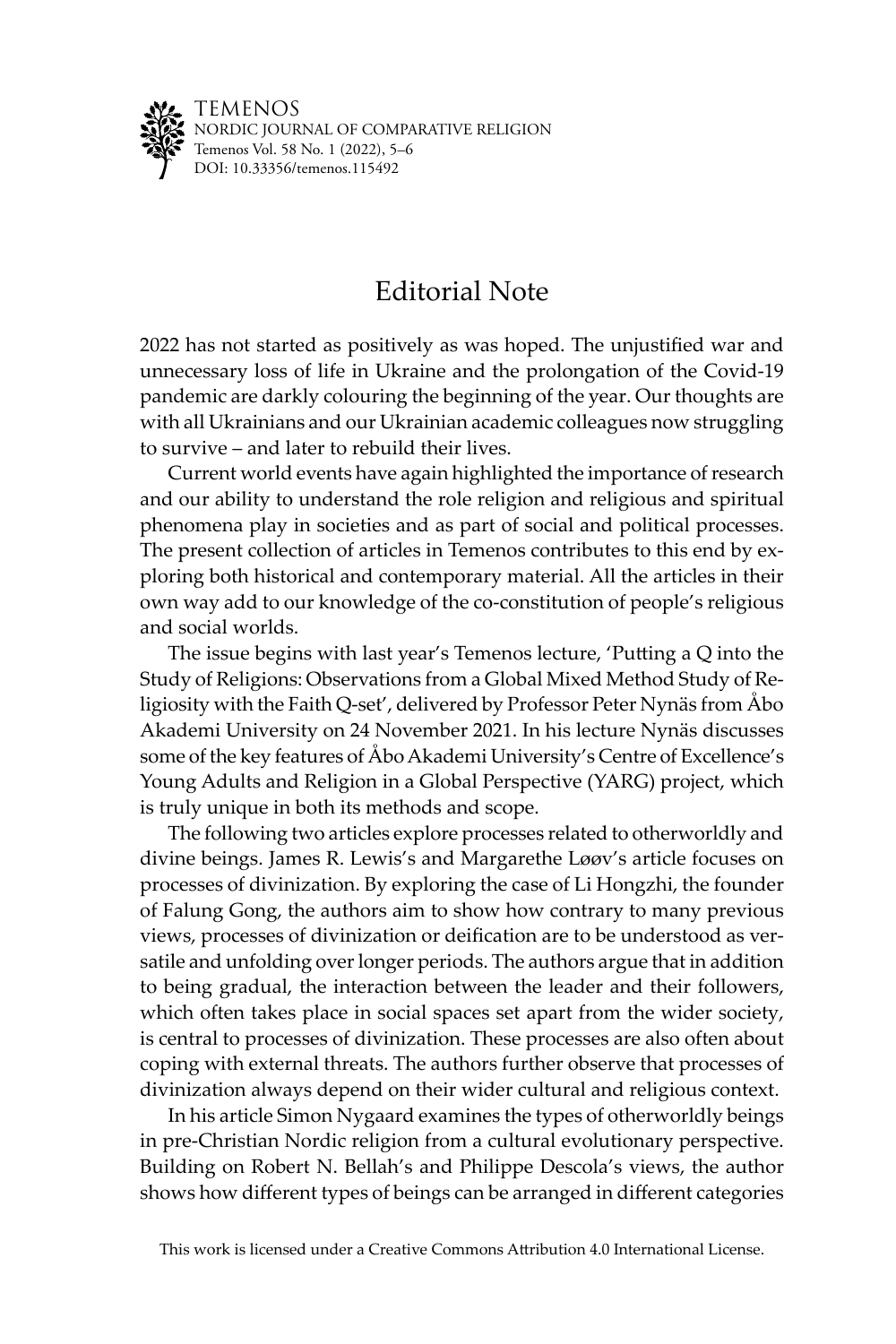# Editorial Note

2022 has not started as positively as was hoped. The unjustified war and unnecessary loss of life in Ukraine and the prolongation of the Covid-19 pandemic are darkly colouring the beginning of the year. Our thoughts are with all Ukrainians and our Ukrainian academic colleagues now struggling to survive – and later to rebuild their lives.

Current world events have again highlighted the importance of research and our ability to understand the role religion and religious and spiritual phenomena play in societies and as part of social and political processes. The present collection of articles in Temenos contributes to this end by exploring both historical and contemporary material. All the articles in their own way add to our knowledge of the co-constitution of people's religious and social worlds.

The issue begins with last year's Temenos lecture, 'Putting a Q into the Study of Religions: Observations from a Global Mixed Method Study of Religiosity with the Faith Q-set', delivered by Professor Peter Nynäs from Åbo Akademi University on 24 November 2021. In his lecture Nynäs discusses some of the key features of Åbo Akademi University's Centre of Excellence's Young Adults and Religion in a Global Perspective (YARG) project, which is truly unique in both its methods and scope.

The following two articles explore processes related to otherworldly and divine beings. James R. Lewis's and Margarethe Løøv's article focuses on processes of divinization. By exploring the case of Li Hongzhi, the founder of Falung Gong, the authors aim to show how contrary to many previous views, processes of divinization or deification are to be understood as versatile and unfolding over longer periods. The authors argue that in addition to being gradual, the interaction between the leader and their followers, which often takes place in social spaces set apart from the wider society, is central to processes of divinization. These processes are also often about coping with external threats. The authors further observe that processes of divinization always depend on their wider cultural and religious context.

In his article Simon Nygaard examines the types of otherworldly beings in pre-Christian Nordic religion from a cultural evolutionary perspective. Building on Robert N. Bellah's and Philippe Descola's views, the author shows how different types of beings can be arranged in different categories

This work is licensed under a Creative Commons Attribution 4.0 International License.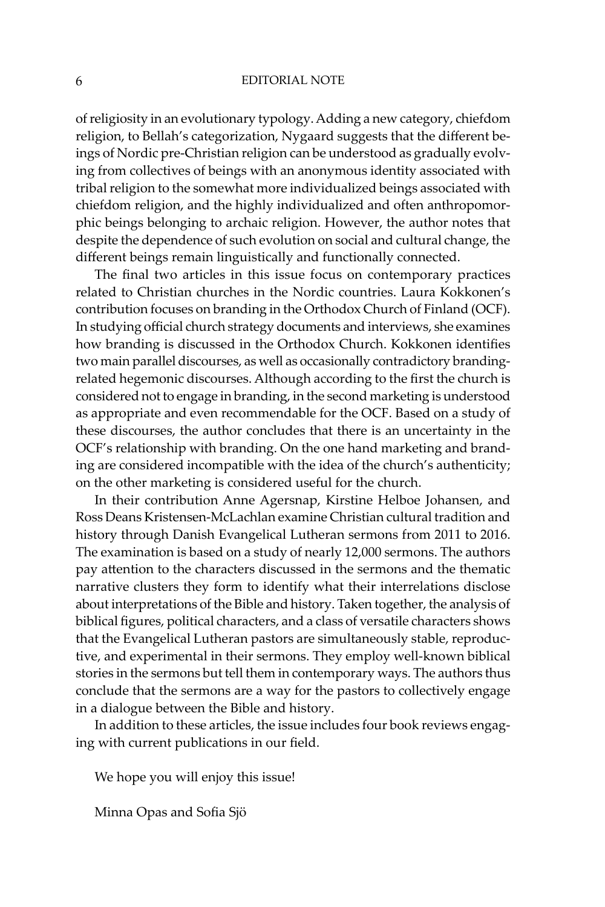of religiosity in an evolutionary typology. Adding a new category, chiefdom religion, to Bellah's categorization, Nygaard suggests that the different beings of Nordic pre-Christian religion can be understood as gradually evolving from collectives of beings with an anonymous identity associated with tribal religion to the somewhat more individualized beings associated with chiefdom religion, and the highly individualized and often anthropomorphic beings belonging to archaic religion. However, the author notes that despite the dependence of such evolution on social and cultural change, the different beings remain linguistically and functionally connected.

The final two articles in this issue focus on contemporary practices related to Christian churches in the Nordic countries. Laura Kokkonen's contribution focuses on branding in the Orthodox Church of Finland (OCF). In studying official church strategy documents and interviews, she examines how branding is discussed in the Orthodox Church. Kokkonen identifies two main parallel discourses, as well as occasionally contradictory branding-related hegemonic discourses. Although according to the first the church is considered not to engage in branding, in the second marketing is understood as appropriate and even recommendable for the OCF. Based on a study of these discourses, the author concludes that there is an uncertainty in the OCF's relationship with branding. On the one hand marketing and branding are considered incompatible with the idea of the church's authenticity; on the other marketing is considered useful for the church.

In their contribution Anne Agersnap, Kirstine Helboe Johansen, and Ross Deans Kristensen-McLachlan examine Christian cultural tradition and history through Danish Evangelical Lutheran sermons from 2011 to 2016. The examination is based on a study of nearly 12,000 sermons. The authors pay attention to the characters discussed in the sermons and the thematic narrative clusters they form to identify what their interrelations disclose about interpretations of the Bible and history. Taken together, the analysis of biblical figures, political characters, and a class of versatile characters shows that the Evangelical Lutheran pastors are simultaneously stable, reproductive, and experimental in their sermons. They employ well-known biblical stories in the sermons but tell them in contemporary ways. The authors thus conclude that the sermons are a way for the pastors to collectively engage in a dialogue between the Bible and history.

In addition to these articles, the issue includes four book reviews engaging with current publications in our field.

We hope you will enjoy this issue!

Minna Opas and Sofia Sjö